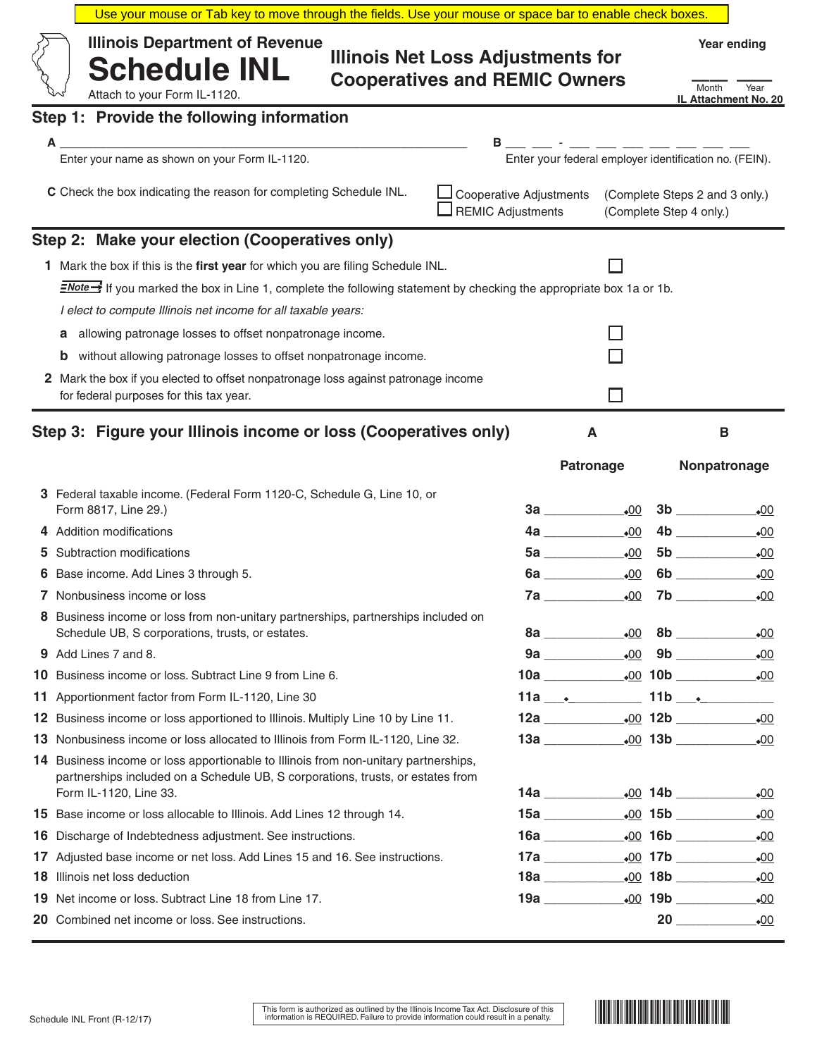Use your mouse or Tab key to move through the fields. Use your mouse or space bar to enable check boxes.

Illinois Department of Revenue

# Schedule INL

Attach to your Form IL-1120.

## Illinois Net Loss Adjustments for Cooperatives and REMIC Owners

Year ending

____ ____
Month Year

IL Attachment No. 20

## Step 1: Provide the following information

**A** ______________________________
Enter your name as shown on your Form IL-1120.

**B** ___ ___ - ___ ___ ___ ___ ___ ___ ___
Enter your federal employer identification no. (FEIN).

**C** Check the box indicating the reason for completing Schedule INL.

☐ Cooperative Adjustments (Complete Steps 2 and 3 only.)
☐ REMIC Adjustments (Complete Step 4 only.)

## Step 2: Make your election (Cooperatives only)

**1** Mark the box if this is the **first year** for which you are filing Schedule INL. ☐

**Note** If you marked the box in Line 1, complete the following statement by checking the appropriate box 1a or 1b.

*I elect to compute Illinois net income for all taxable years:*

**a** allowing patronage losses to offset nonpatronage income. ☐

**b** without allowing patronage losses to offset nonpatronage income. ☐

**2** Mark the box if you elected to offset nonpatronage loss against patronage income for federal purposes for this tax year. ☐

## Step 3: Figure your Illinois income or loss (Cooperatives only)

| Line | Description | A Patronage | B Nonpatronage |
|---|---|---|---|
| 3 | Federal taxable income. (Federal Form 1120-C, Schedule G, Line 10, or Form 8817, Line 29.) | 3a ______ .00 | 3b ______ .00 |
| 4 | Addition modifications | 4a ______ .00 | 4b ______ .00 |
| 5 | Subtraction modifications | 5a ______ .00 | 5b ______ .00 |
| 6 | Base income. Add Lines 3 through 5. | 6a ______ .00 | 6b ______ .00 |
| 7 | Nonbusiness income or loss | 7a ______ .00 | 7b ______ .00 |
| 8 | Business income or loss from non-unitary partnerships, partnerships included on Schedule UB, S corporations, trusts, or estates. | 8a ______ .00 | 8b ______ .00 |
| 9 | Add Lines 7 and 8. | 9a ______ .00 | 9b ______ .00 |
| 10 | Business income or loss. Subtract Line 9 from Line 6. | 10a ______ .00 | 10b ______ .00 |
| 11 | Apportionment factor from Form IL-1120, Line 30 | 11a ___ . ______ | 11b ___ . ______ |
| 12 | Business income or loss apportioned to Illinois. Multiply Line 10 by Line 11. | 12a ______ .00 | 12b ______ .00 |
| 13 | Nonbusiness income or loss allocated to Illinois from Form IL-1120, Line 32. | 13a ______ .00 | 13b ______ .00 |
| 14 | Business income or loss apportionable to Illinois from non-unitary partnerships, partnerships included on a Schedule UB, S corporations, trusts, or estates from Form IL-1120, Line 33. | 14a ______ .00 | 14b ______ .00 |
| 15 | Base income or loss allocable to Illinois. Add Lines 12 through 14. | 15a ______ .00 | 15b ______ .00 |
| 16 | Discharge of Indebtedness adjustment. See instructions. | 16a ______ .00 | 16b ______ .00 |
| 17 | Adjusted base income or net loss. Add Lines 15 and 16. See instructions. | 17a ______ .00 | 17b ______ .00 |
| 18 | Illinois net loss deduction | 18a ______ .00 | 18b ______ .00 |
| 19 | Net income or loss. Subtract Line 18 from Line 17. | 19a ______ .00 | 19b ______ .00 |
| 20 | Combined net income or loss. See instructions. | | 20 ______ .00 |

Schedule INL Front (R-12/17)

This form is authorized as outlined by the Illinois Income Tax Act. Disclosure of this information is REQUIRED. Failure to provide information could result in a penalty.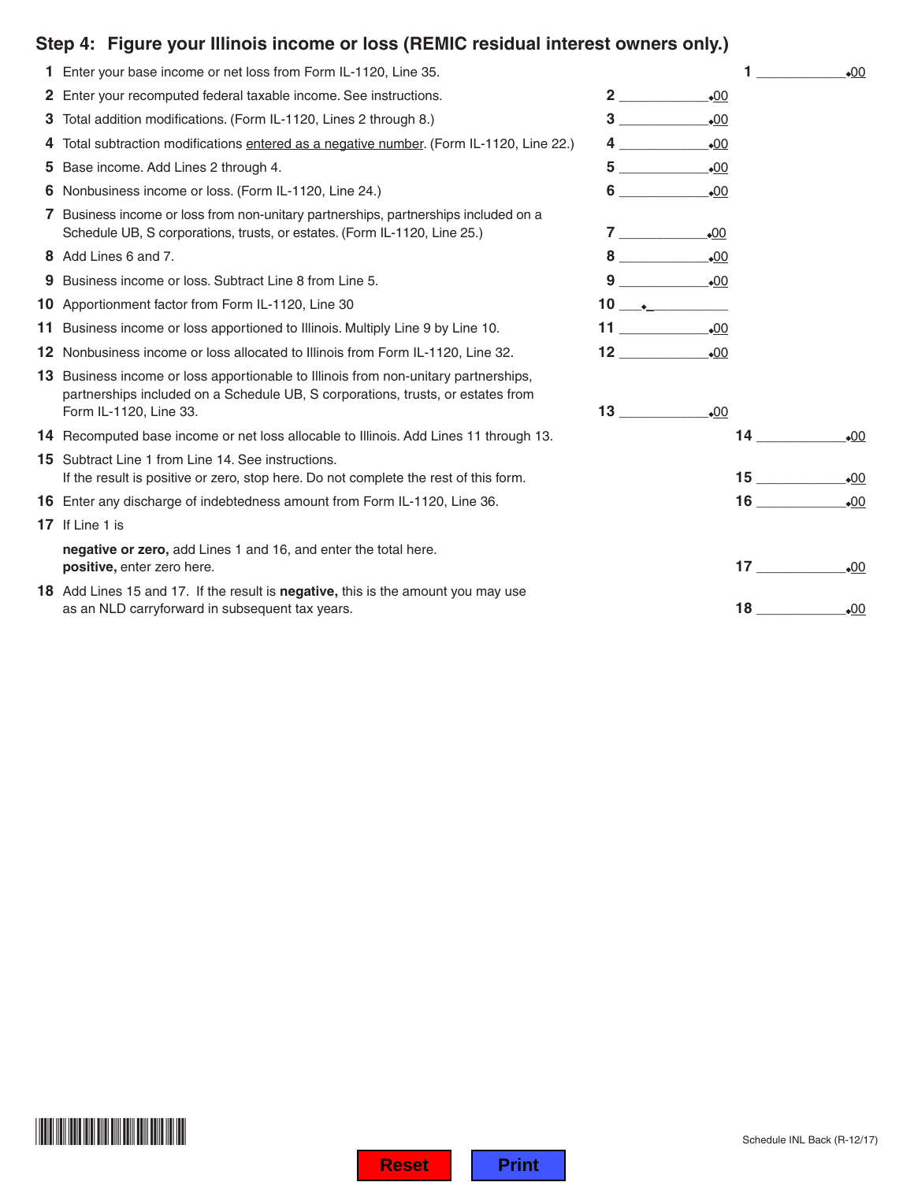## Step 4: Figure your Illinois income or loss (REMIC residual interest owners only.)

| | | | |
|---|---|---|---|
| 1 | Enter your base income or net loss from Form IL-1120, Line 35. | | 1 ____________.00 |
| 2 | Enter your recomputed federal taxable income. See instructions. | 2 ____________.00 | |
| 3 | Total addition modifications. (Form IL-1120, Lines 2 through 8.) | 3 ____________.00 | |
| 4 | Total subtraction modifications entered as a negative number. (Form IL-1120, Line 22.) | 4 ____________.00 | |
| 5 | Base income. Add Lines 2 through 4. | 5 ____________.00 | |
| 6 | Nonbusiness income or loss. (Form IL-1120, Line 24.) | 6 ____________.00 | |
| 7 | Business income or loss from non-unitary partnerships, partnerships included on a Schedule UB, S corporations, trusts, or estates. (Form IL-1120, Line 25.) | 7 ____________.00 | |
| 8 | Add Lines 6 and 7. | 8 ____________.00 | |
| 9 | Business income or loss. Subtract Line 8 from Line 5. | 9 ____________.00 | |
| 10 | Apportionment factor from Form IL-1120, Line 30 | 10 ___.____________ | |
| 11 | Business income or loss apportioned to Illinois. Multiply Line 9 by Line 10. | 11 ____________.00 | |
| 12 | Nonbusiness income or loss allocated to Illinois from Form IL-1120, Line 32. | 12 ____________.00 | |
| 13 | Business income or loss apportionable to Illinois from non-unitary partnerships, partnerships included on a Schedule UB, S corporations, trusts, or estates from Form IL-1120, Line 33. | 13 ____________.00 | |
| 14 | Recomputed base income or net loss allocable to Illinois. Add Lines 11 through 13. | | 14 ____________.00 |
| 15 | Subtract Line 1 from Line 14. See instructions. If the result is positive or zero, stop here. Do not complete the rest of this form. | | 15 ____________.00 |
| 16 | Enter any discharge of indebtedness amount from Form IL-1120, Line 36. | | 16 ____________.00 |
| 17 | If Line 1 is **negative or zero,** add Lines 1 and 16, and enter the total here. **positive,** enter zero here. | | 17 ____________.00 |
| 18 | Add Lines 15 and 17. If the result is **negative,** this is the amount you may use as an NLD carryforward in subsequent tax years. | | 18 ____________.00 |

Schedule INL Back (R-12/17)

Reset Print